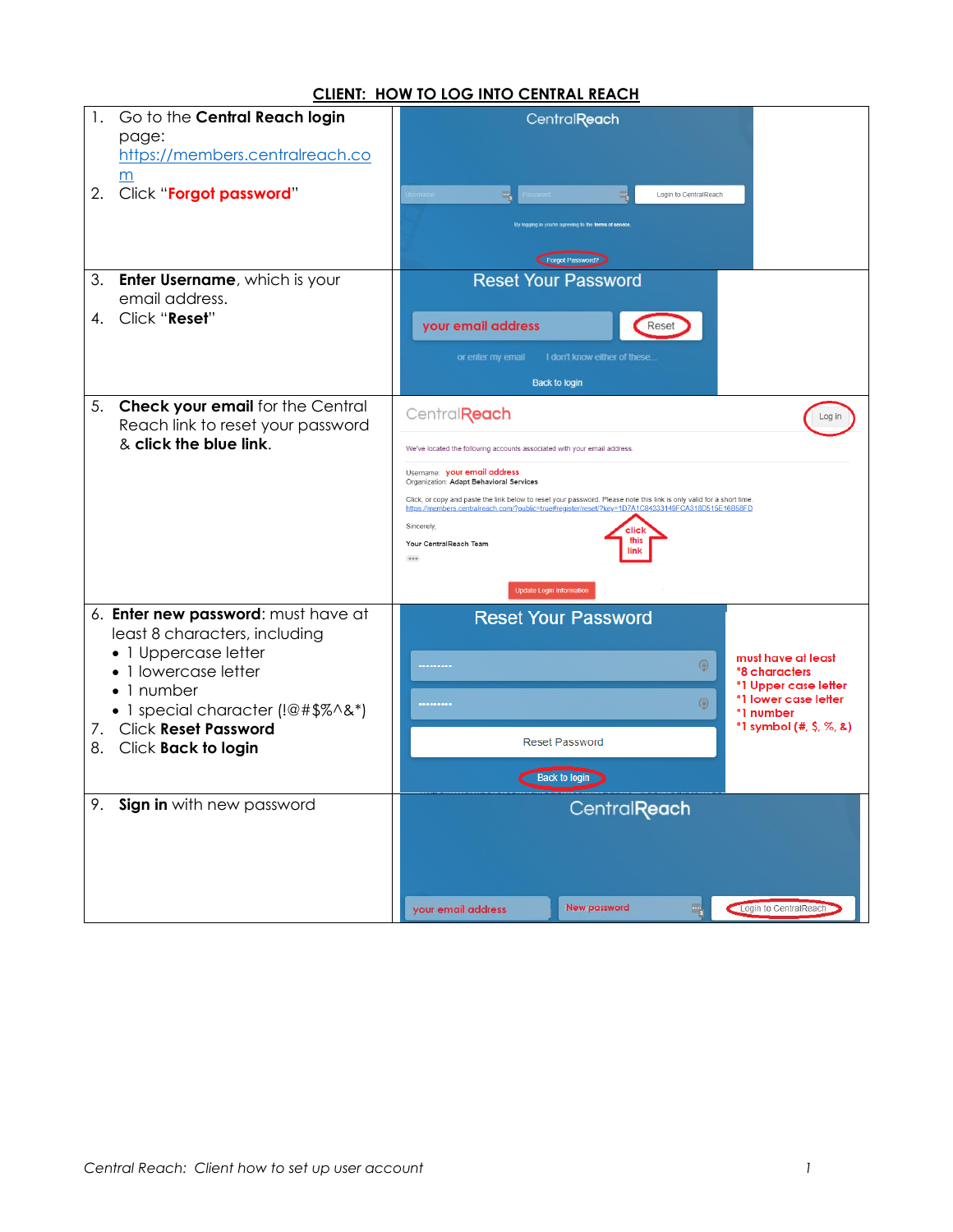**CLIENT: HOW TO LOG INTO CENTRAL REACH**

1. Go to the **Central Reach login** page: https://members.centralreach.com
2. Click "**Forgot password**"
3. **Enter Username**, which is your email address.
4. Click "**Reset**"
5. **Check your email** for the Central Reach link to reset your password & **click the blue link**.
6. **Enter new password**: must have at least 8 characters, including
   - 1 Uppercase letter
   - 1 lowercase letter
   - 1 number
   - 1 special character (!@#$%^&*)
7. Click **Reset Password**
8. Click **Back to login**
9. **Sign in** with new password

must have at least
*8 characters
*1 Upper case letter
*1 lower case letter
*1 number
*1 symbol (#, $, %, &)

*Central Reach: Client how to set up user account*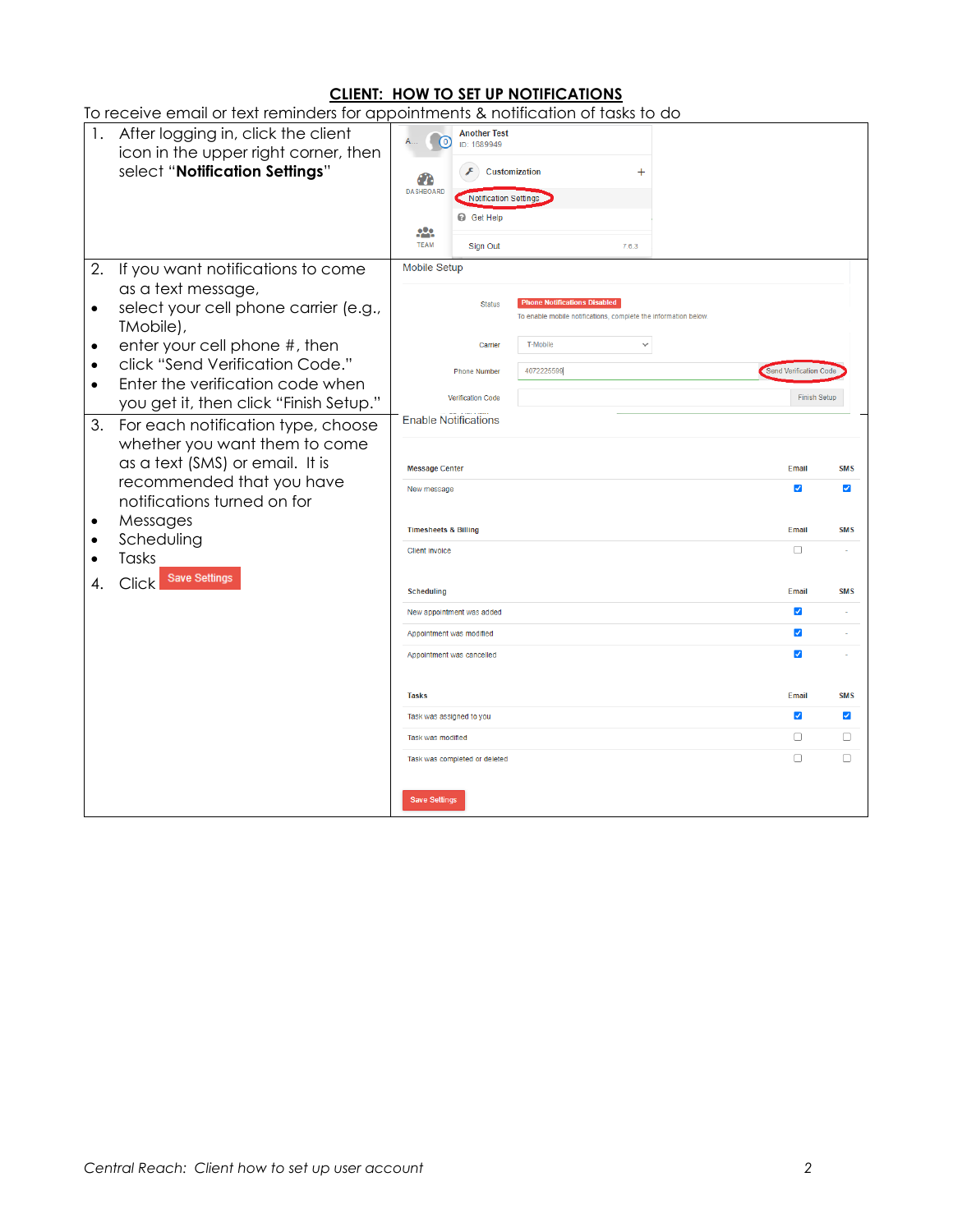## CLIENT: HOW TO SET UP NOTIFICATIONS

To receive email or text reminders for appointments & notification of tasks to do

| | |
|---|---|
| 1. After logging in, click the client icon in the upper right corner, then select "**Notification Settings**" | Another Test<br>ID: 1689949<br>DASHBOARD<br>Customization<br>Notification Settings<br>Get Help<br>TEAM<br>Sign Out 7.6.3 |
| 2. If you want notifications to come as a text message,<br>• select your cell phone carrier (e.g., TMobile),<br>• enter your cell phone #, then<br>• click "Send Verification Code."<br>• Enter the verification code when you get it, then click "Finish Setup." | Mobile Setup<br>Status: Phone Notifications Disabled<br>To enable mobile notifications, complete the information below.<br>Carrier: T-Mobile<br>Phone Number: 4072225599 — Send Verification Code<br>Verification Code — Finish Setup |
| 3. For each notification type, choose whether you want them to come as a text (SMS) or email. It is recommended that you have notifications turned on for<br>• Messages<br>• Scheduling<br>• Tasks<br>4. Click Save Settings | Enable Notifications<br>Message Center — Email / SMS<br>New message<br>Timesheets & Billing — Email / SMS<br>Client invoice<br>Scheduling — Email / SMS<br>New appointment was added<br>Appointment was modified<br>Appointment was cancelled<br>Tasks — Email / SMS<br>Task was assigned to you<br>Task was modified<br>Task was completed or deleted<br>Save Settings |

*Central Reach: Client how to set up user account*